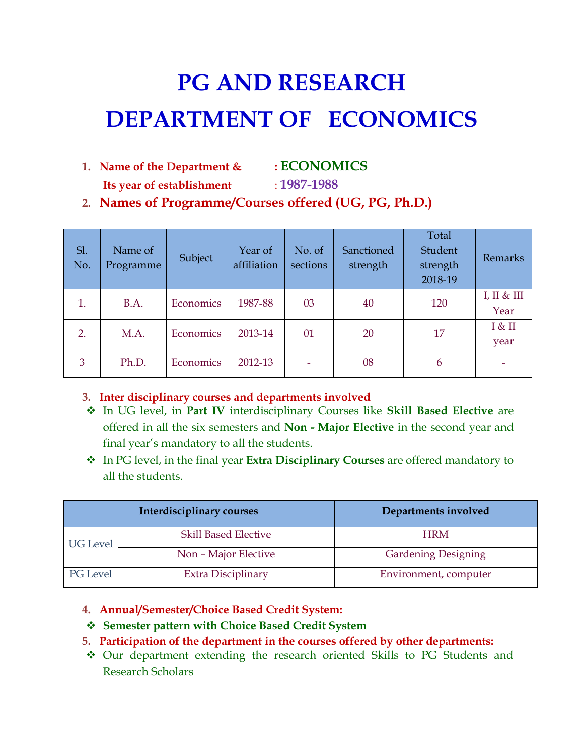# PG AND RESEARCH DEPARTMENT OF ECONOMICS

1. **Name of the Department &** : **ECONOMICS**
   **Its year of establishment** : **1987-1988**
2. **Names of Programme/Courses offered (UG, PG, Ph.D.)**

| Sl. No. | Name of Programme | Subject | Year of affiliation | No. of sections | Sanctioned strength | Total Student strength 2018-19 | Remarks |
|---|---|---|---|---|---|---|---|
| 1. | B.A. | Economics | 1987-88 | 03 | 40 | 120 | I, II & III Year |
| 2. | M.A. | Economics | 2013-14 | 01 | 20 | 17 | I & II year |
| 3 | Ph.D. | Economics | 2012-13 | - | 08 | 6 | - |

3. **Inter disciplinary courses and departments involved**
   - In UG level, in **Part IV** interdisciplinary Courses like **Skill Based Elective** are offered in all the six semesters and **Non - Major Elective** in the second year and final year's mandatory to all the students.
   - In PG level, in the final year **Extra Disciplinary Courses** are offered mandatory to all the students.

| Interdisciplinary courses | | Departments involved |
|---|---|---|
| UG Level | Skill Based Elective | HRM |
| | Non – Major Elective | Gardening Designing |
| PG Level | Extra Disciplinary | Environment, computer |

4. **Annual/Semester/Choice Based Credit System:**
   - **Semester pattern with Choice Based Credit System**
5. **Participation of the department in the courses offered by other departments:**
   - Our department extending the research oriented Skills to PG Students and Research Scholars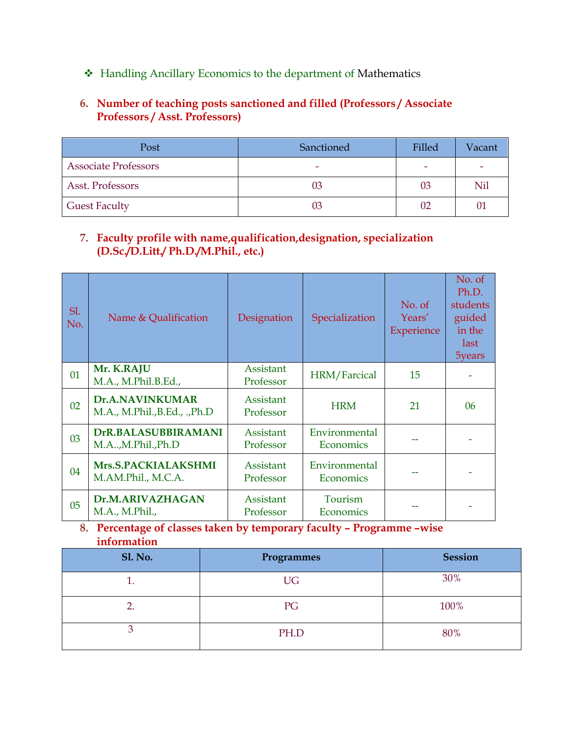- Handling Ancillary Economics to the department of Mathematics

6. **Number of teaching posts sanctioned and filled (Professors / Associate Professors / Asst. Professors)**

| Post | Sanctioned | Filled | Vacant |
|---|---|---|---|
| Associate Professors | - | - | - |
| Asst. Professors | 03 | 03 | Nil |
| Guest Faculty | 03 | 02 | 01 |

7. **Faculty profile with name,qualification,designation, specialization (D.Sc./D.Litt./ Ph.D./M.Phil., etc.)**

| Sl. No. | Name & Qualification | Designation | Specialization | No. of Years' Experience | No. of Ph.D. students guided in the last 5years |
|---|---|---|---|---|---|
| 01 | **Mr. K.RAJU** M.A., M.Phil.B.Ed., | Assistant Professor | HRM/Farcical | 15 | - |
| 02 | **Dr.A.NAVINKUMAR** M.A., M.Phil.,B.Ed., .,Ph.D | Assistant Professor | HRM | 21 | 06 |
| 03 | **DrR.BALASUBBIRAMANI** M.A..,M.Phil.,Ph.D | Assistant Professor | Environmental Economics | -- | - |
| 04 | **Mrs.S.PACKIALAKSHMI** M.AM.Phil., M.C.A. | Assistant Professor | Environmental Economics | -- | - |
| 05 | **Dr.M.ARIVAZHAGAN** M.A., M.Phil., | Assistant Professor | Tourism Economics | -- | - |

8. **Percentage of classes taken by temporary faculty – Programme –wise information**

| Sl. No. | Programmes | Session |
|---|---|---|
| 1. | UG | 30% |
| 2. | PG | 100% |
| 3 | PH.D | 80% |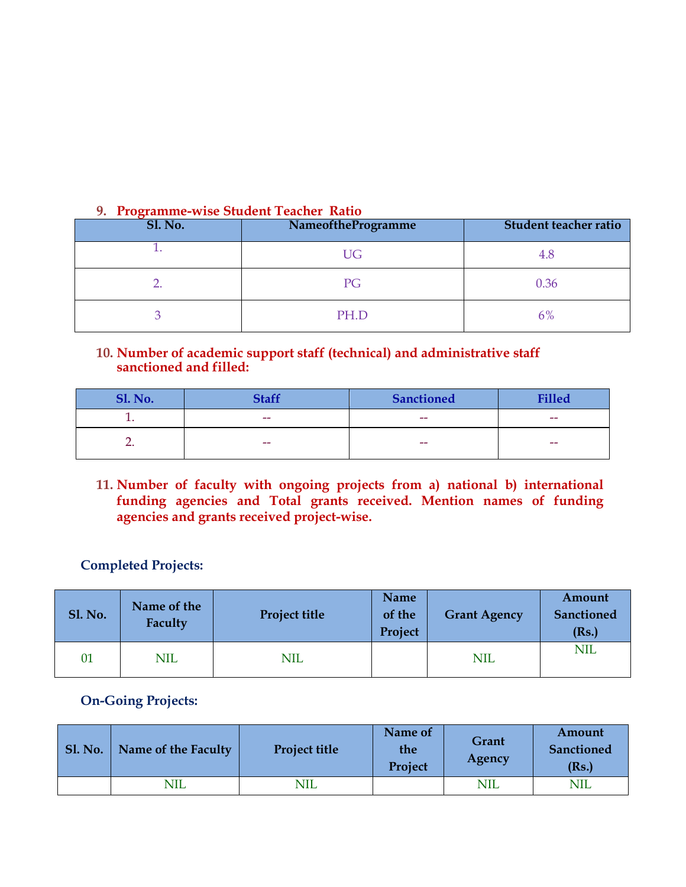## 9. Programme-wise Student Teacher Ratio

| Sl. No. | NameoftheProgramme | Student teacher ratio |
|---|---|---|
| 1. | UG | 4.8 |
| 2. | PG | 0.36 |
| 3 | PH.D | 6% |

## 10. Number of academic support staff (technical) and administrative staff sanctioned and filled:

| Sl. No. | Staff | Sanctioned | Filled |
|---|---|---|---|
| 1. | -- | -- | -- |
| 2. | -- | -- | -- |

## 11. Number of faculty with ongoing projects from a) national b) international funding agencies and Total grants received. Mention names of funding agencies and grants received project-wise.

**Completed Projects:**

| Sl. No. | Name of the Faculty | Project title | Name of the Project | Grant Agency | Amount Sanctioned (Rs.) |
|---|---|---|---|---|---|
| 01 | NIL | NIL | | NIL | NIL |

**On-Going Projects:**

| Sl. No. | Name of the Faculty | Project title | Name of the Project | Grant Agency | Amount Sanctioned (Rs.) |
|---|---|---|---|---|---|
| | NIL | NIL | | NIL | NIL |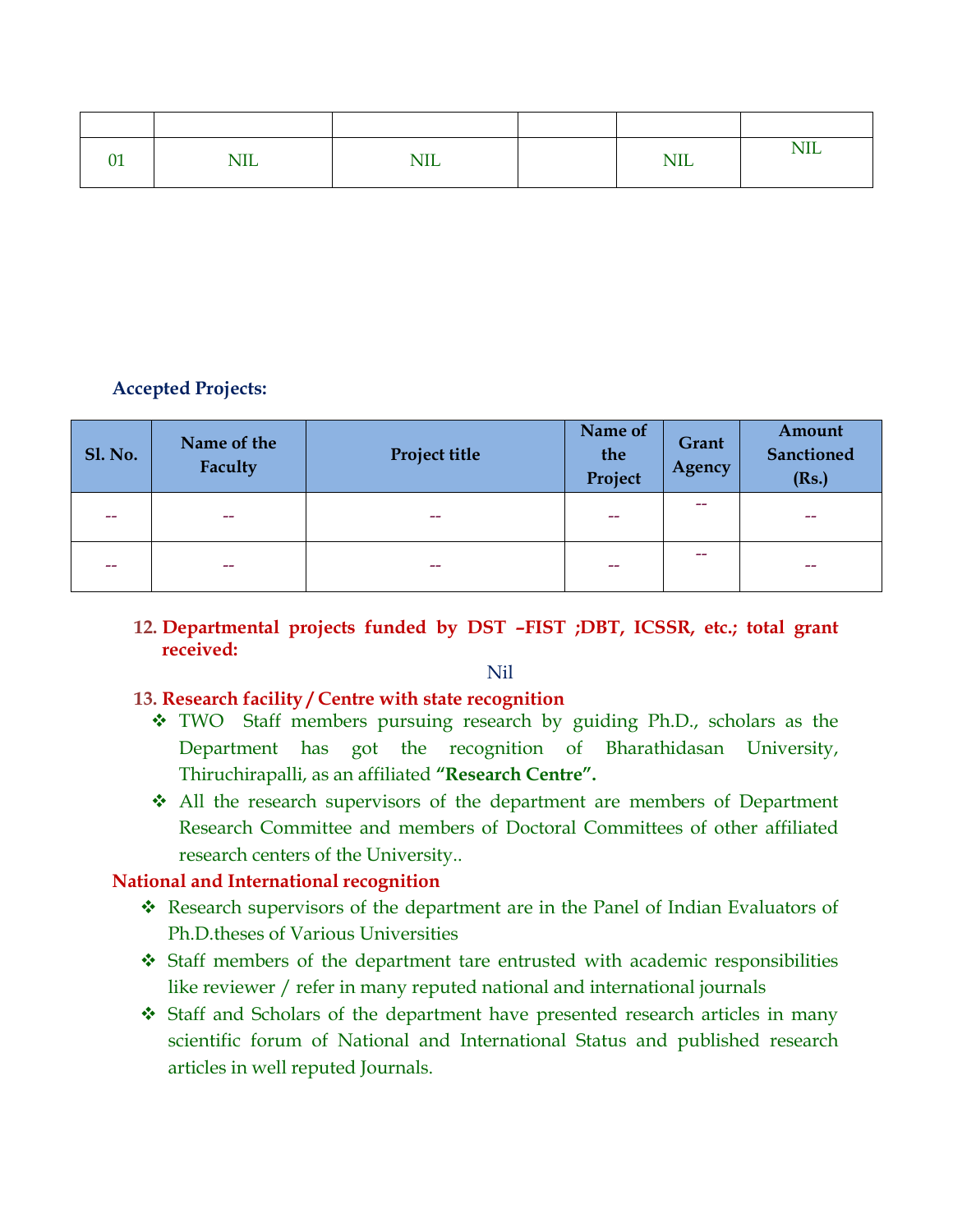| | | | | | |
|---|---|---|---|---|---|
| 01 | NIL | NIL | | NIL | NIL |

**Accepted Projects:**

| Sl. No. | Name of the Faculty | Project title | Name of the Project | Grant Agency | Amount Sanctioned (Rs.) |
|---|---|---|---|---|---|
| -- | -- | -- | -- | -- | -- |
| -- | -- | -- | -- | -- | -- |

**12. Departmental projects funded by DST –FIST ;DBT, ICSSR, etc.; total grant received:**

Nil

**13. Research facility / Centre with state recognition**

- TWO Staff members pursuing research by guiding Ph.D., scholars as the Department has got the recognition of Bharathidasan University, Thiruchirapalli, as an affiliated **"Research Centre".**
- All the research supervisors of the department are members of Department Research Committee and members of Doctoral Committees of other affiliated research centers of the University..

**National and International recognition**

- Research supervisors of the department are in the Panel of Indian Evaluators of Ph.D.theses of Various Universities
- Staff members of the department tare entrusted with academic responsibilities like reviewer / refer in many reputed national and international journals
- Staff and Scholars of the department have presented research articles in many scientific forum of National and International Status and published research articles in well reputed Journals.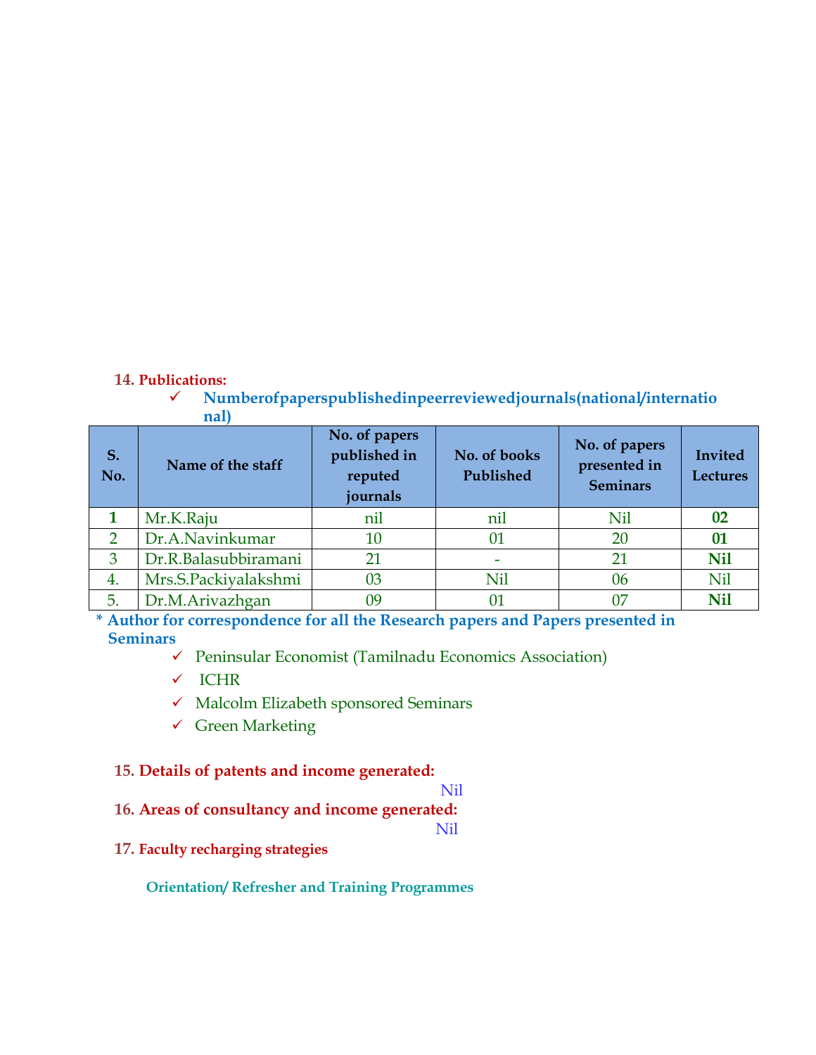**14. Publications:**

- ✓ **Numberofpaperspublishedinpeerreviewedjournals(national/international)**

| S. No. | Name of the staff | No. of papers published in reputed journals | No. of books Published | No. of papers presented in Seminars | Invited Lectures |
|---|---|---|---|---|---|
| **1** | Mr.K.Raju | nil | nil | Nil | **02** |
| 2 | Dr.A.Navinkumar | 10 | 01 | 20 | **01** |
| 3 | Dr.R.Balasubbiramani | 21 | - | 21 | **Nil** |
| 4. | Mrs.S.Packiyalakshmi | 03 | Nil | 06 | Nil |
| 5. | Dr.M.Arivazhgan | 09 | 01 | 07 | **Nil** |

**\* Author for correspondence for all the Research papers and Papers presented in Seminars**

- ✓ Peninsular Economist (Tamilnadu Economics Association)
- ✓ ICHR
- ✓ Malcolm Elizabeth sponsored Seminars
- ✓ Green Marketing

**15. Details of patents and income generated:**

Nil

**16. Areas of consultancy and income generated:**

Nil

**17. Faculty recharging strategies**

**Orientation/ Refresher and Training Programmes**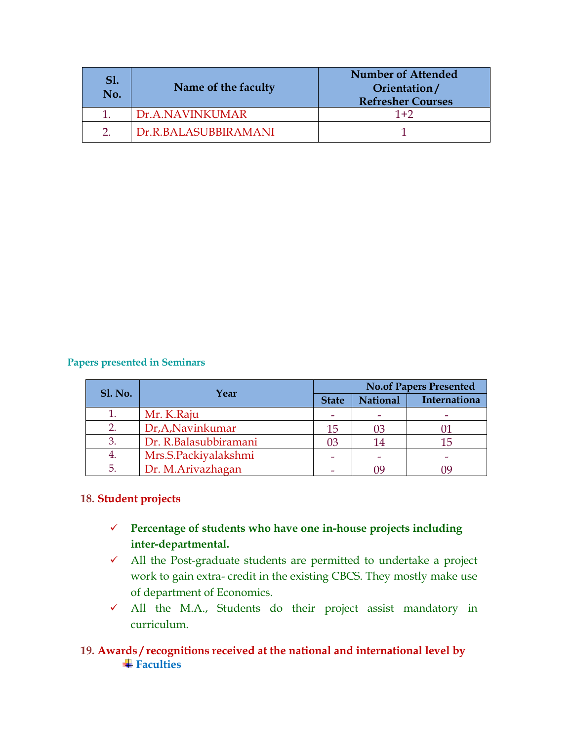| Sl. No. | Name of the faculty | Number of Attended Orientation / Refresher Courses |
|---|---|---|
| 1. | Dr.A.NAVINKUMAR | 1+2 |
| 2. | Dr.R.BALASUBBIRAMANI | 1 |

**Papers presented in Seminars**

| Sl. No. | Year | No.of Papers Presented | | |
|---|---|---|---|---|
| | | State | National | Internationa |
| 1. | Mr. K.Raju | - | - | - |
| 2. | Dr,A,Navinkumar | 15 | 03 | 01 |
| 3. | Dr. R.Balasubbiramani | 03 | 14 | 15 |
| 4. | Mrs.S.Packiyalakshmi | - | - | - |
| 5. | Dr. M.Arivazhagan | - | 09 | 09 |

## 18. Student projects

- ✓ **Percentage of students who have one in-house projects including inter-departmental.**
- ✓ All the Post-graduate students are permitted to undertake a project work to gain extra- credit in the existing CBCS. They mostly make use of department of Economics.
- ✓ All the M.A., Students do their project assist mandatory in curriculum.

## 19. Awards / recognitions received at the national and international level by

- **Faculties**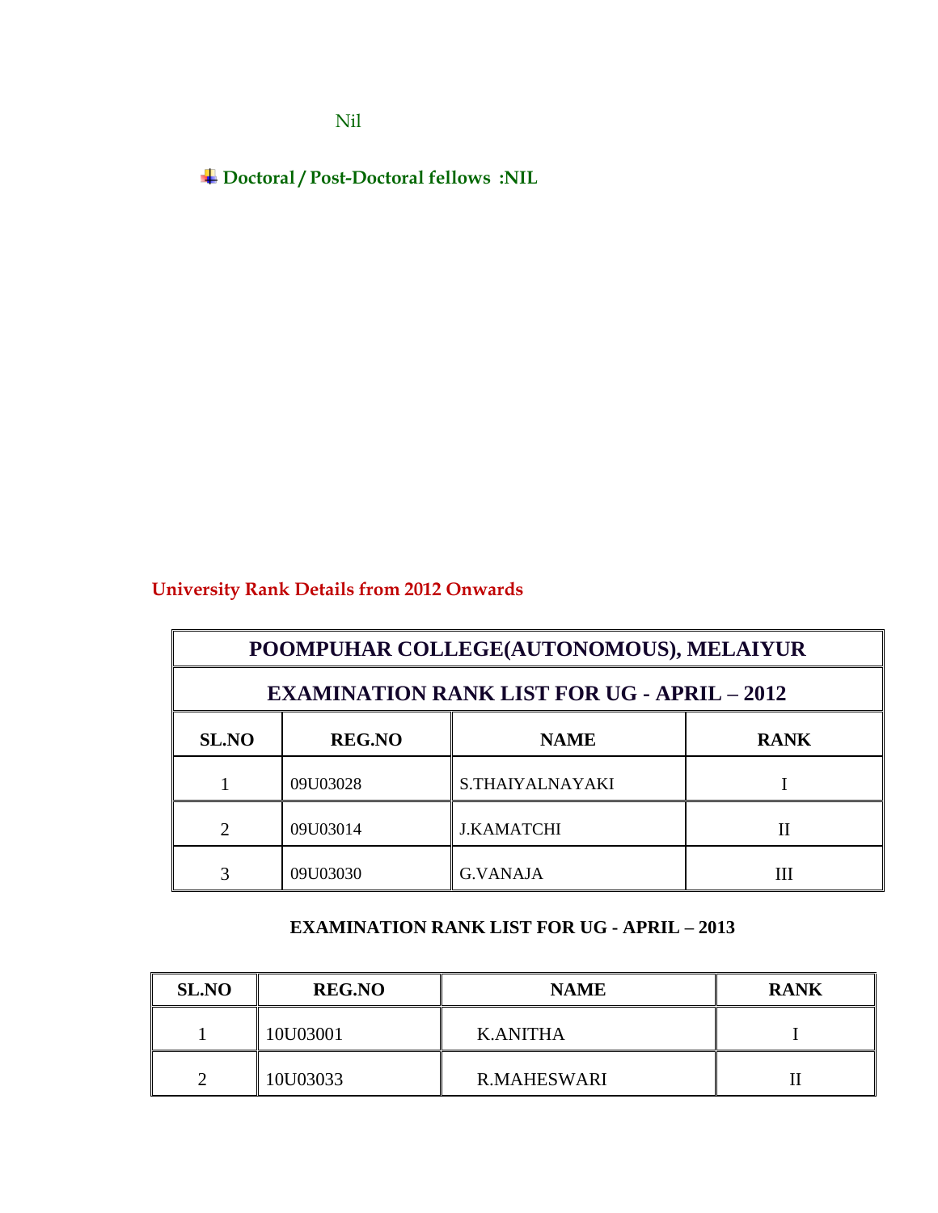Nil

- **Doctoral / Post-Doctoral fellows :NIL**

## University Rank Details from 2012 Onwards

| POOMPUHAR COLLEGE(AUTONOMOUS), MELAIYUR | | | |
|---|---|---|---|
| **EXAMINATION RANK LIST FOR UG - APRIL – 2012** | | | |
| **SL.NO** | **REG.NO** | **NAME** | **RANK** |
| 1 | 09U03028 | S.THAIYALNAYAKI | I |
| 2 | 09U03014 | J.KAMATCHI | II |
| 3 | 09U03030 | G.VANAJA | III |

**EXAMINATION RANK LIST FOR UG - APRIL – 2013**

| SL.NO | REG.NO | NAME | RANK |
|---|---|---|---|
| 1 | 10U03001 | K.ANITHA | I |
| 2 | 10U03033 | R.MAHESWARI | II |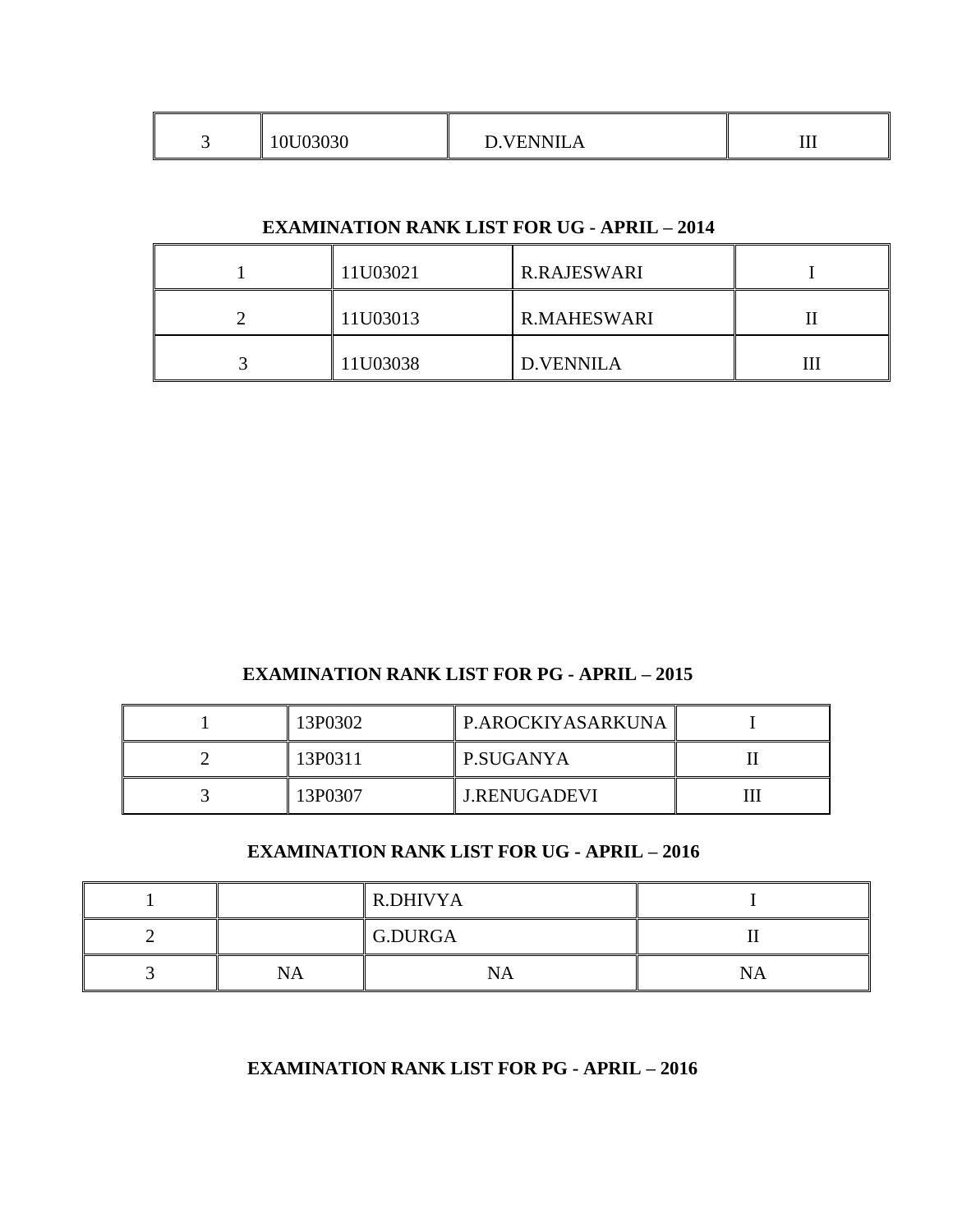| 3 | 10U03030 | D.VENNILA | III |
|---|---|---|---|

**EXAMINATION RANK LIST FOR UG - APRIL – 2014**

| 1 | 11U03021 | R.RAJESWARI | I |
|---|---|---|---|
| 2 | 11U03013 | R.MAHESWARI | II |
| 3 | 11U03038 | D.VENNILA | III |

**EXAMINATION RANK LIST FOR PG - APRIL – 2015**

| 1 | 13P0302 | P.AROCKIYASARKUNA | I |
|---|---|---|---|
| 2 | 13P0311 | P.SUGANYA | II |
| 3 | 13P0307 | J.RENUGADEVI | III |

**EXAMINATION RANK LIST FOR UG - APRIL – 2016**

| 1 | | R.DHIVYA | I |
|---|---|---|---|
| 2 | | G.DURGA | II |
| 3 | NA | NA | NA |

**EXAMINATION RANK LIST FOR PG - APRIL – 2016**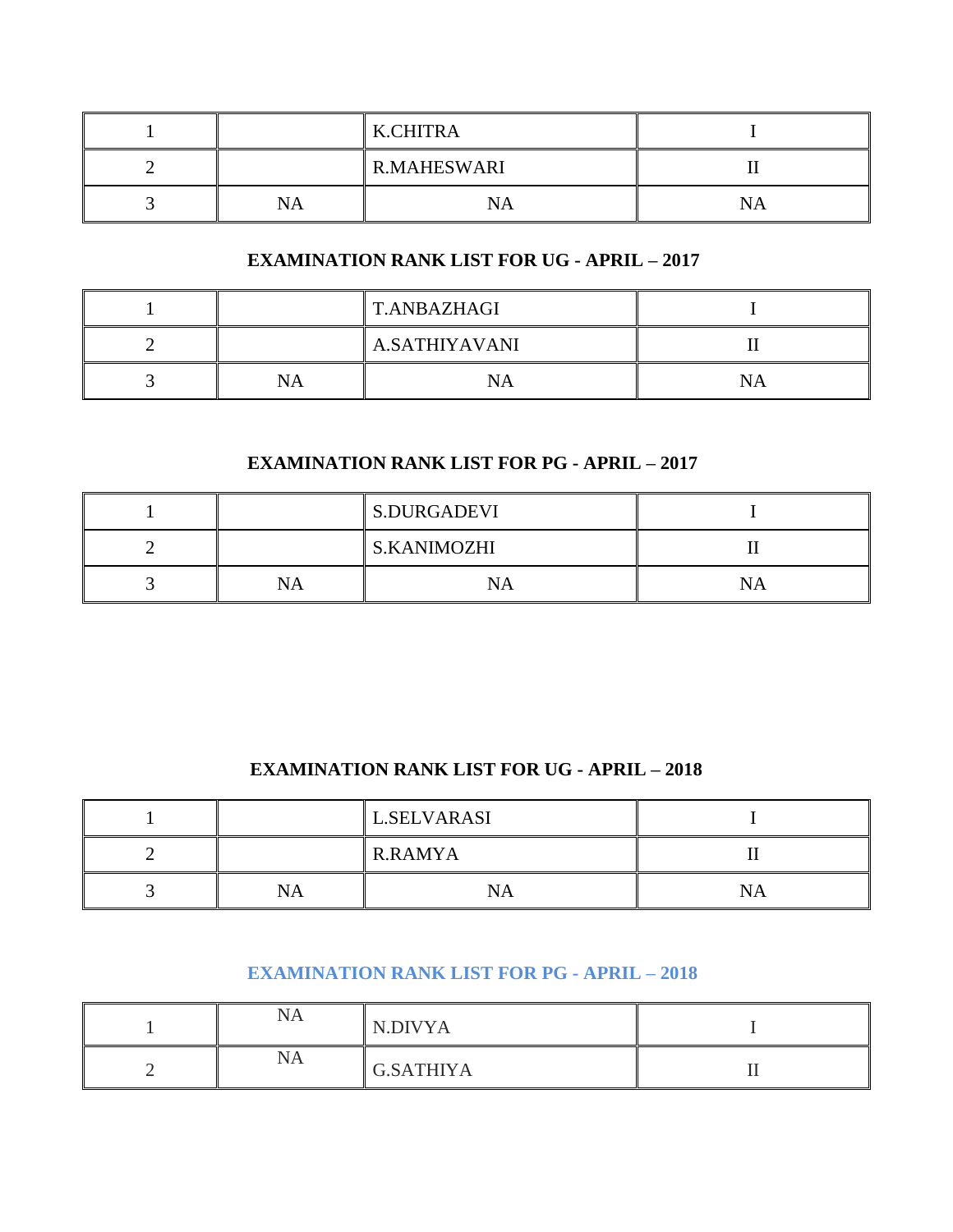| | | | |
|---|---|---|---|
| 1 | | K.CHITRA | I |
| 2 | | R.MAHESWARI | II |
| 3 | NA | NA | NA |

## EXAMINATION RANK LIST FOR UG - APRIL – 2017

| | | | |
|---|---|---|---|
| 1 | | T.ANBAZHAGI | I |
| 2 | | A.SATHIYAVANI | II |
| 3 | NA | NA | NA |

## EXAMINATION RANK LIST FOR PG - APRIL – 2017

| | | | |
|---|---|---|---|
| 1 | | S.DURGADEVI | I |
| 2 | | S.KANIMOZHI | II |
| 3 | NA | NA | NA |

## EXAMINATION RANK LIST FOR UG - APRIL – 2018

| | | | |
|---|---|---|---|
| 1 | | L.SELVARASI | I |
| 2 | | R.RAMYA | II |
| 3 | NA | NA | NA |

## EXAMINATION RANK LIST FOR PG - APRIL – 2018

| | | | |
|---|---|---|---|
| 1 | NA | N.DIVYA | I |
| 2 | NA | G.SATHIYA | II |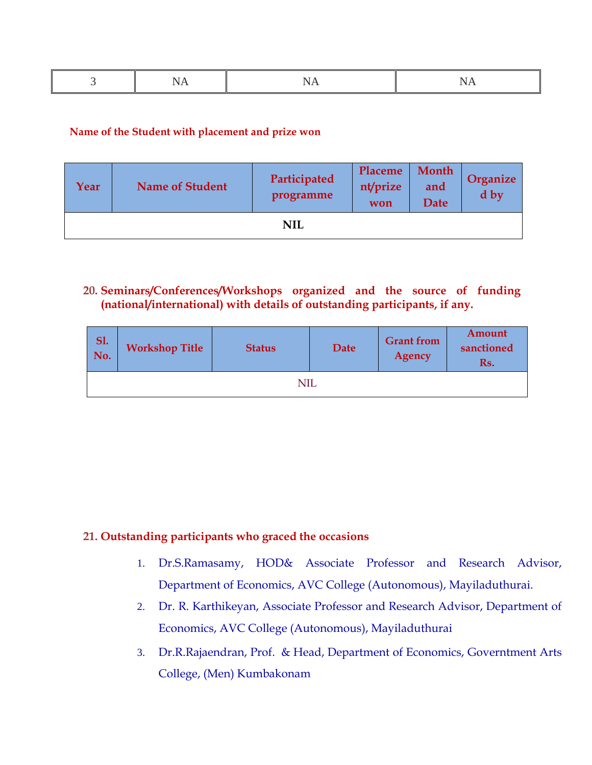| 3 | NA | NA | NA |
|---|---|---|---|

**Name of the Student with placement and prize won**

| Year | Name of Student | Participated programme | Placement/prize won | Month and Date | Organized by |
|---|---|---|---|---|---|
| **NIL** | | | | | |

### 20. Seminars/Conferences/Workshops organized and the source of funding (national/international) with details of outstanding participants, if any.

| Sl. No. | Workshop Title | Status | Date | Grant from Agency | Amount sanctioned Rs. |
|---|---|---|---|---|---|
| NIL | | | | | |

### 21. Outstanding participants who graced the occasions

1. Dr.S.Ramasamy, HOD& Associate Professor and Research Advisor, Department of Economics, AVC College (Autonomous), Mayiladuthurai.
2. Dr. R. Karthikeyan, Associate Professor and Research Advisor, Department of Economics, AVC College (Autonomous), Mayiladuthurai
3. Dr.R.Rajaendran, Prof. & Head, Department of Economics, Governtment Arts College, (Men) Kumbakonam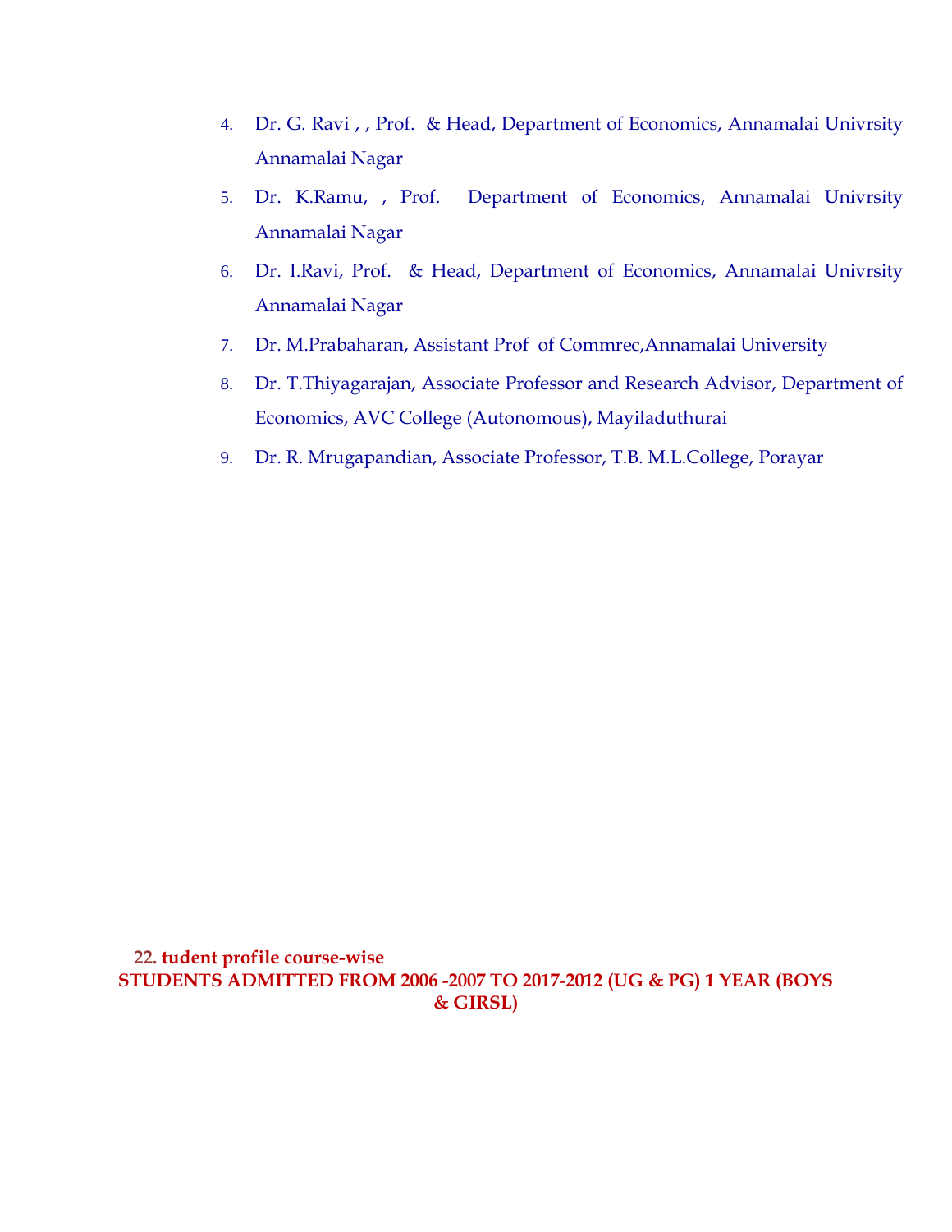4. Dr. G. Ravi , , Prof. & Head, Department of Economics, Annamalai Univrsity Annamalai Nagar
5. Dr. K.Ramu, , Prof. Department of Economics, Annamalai Univrsity Annamalai Nagar
6. Dr. I.Ravi, Prof. & Head, Department of Economics, Annamalai Univrsity Annamalai Nagar
7. Dr. M.Prabaharan, Assistant Prof of Commrec,Annamalai University
8. Dr. T.Thiyagarajan, Associate Professor and Research Advisor, Department of Economics, AVC College (Autonomous), Mayiladuthurai
9. Dr. R. Mrugapandian, Associate Professor, T.B. M.L.College, Porayar

**22. tudent profile course-wise**

**STUDENTS ADMITTED FROM 2006 -2007 TO 2017-2012 (UG & PG) 1 YEAR (BOYS & GIRSL)**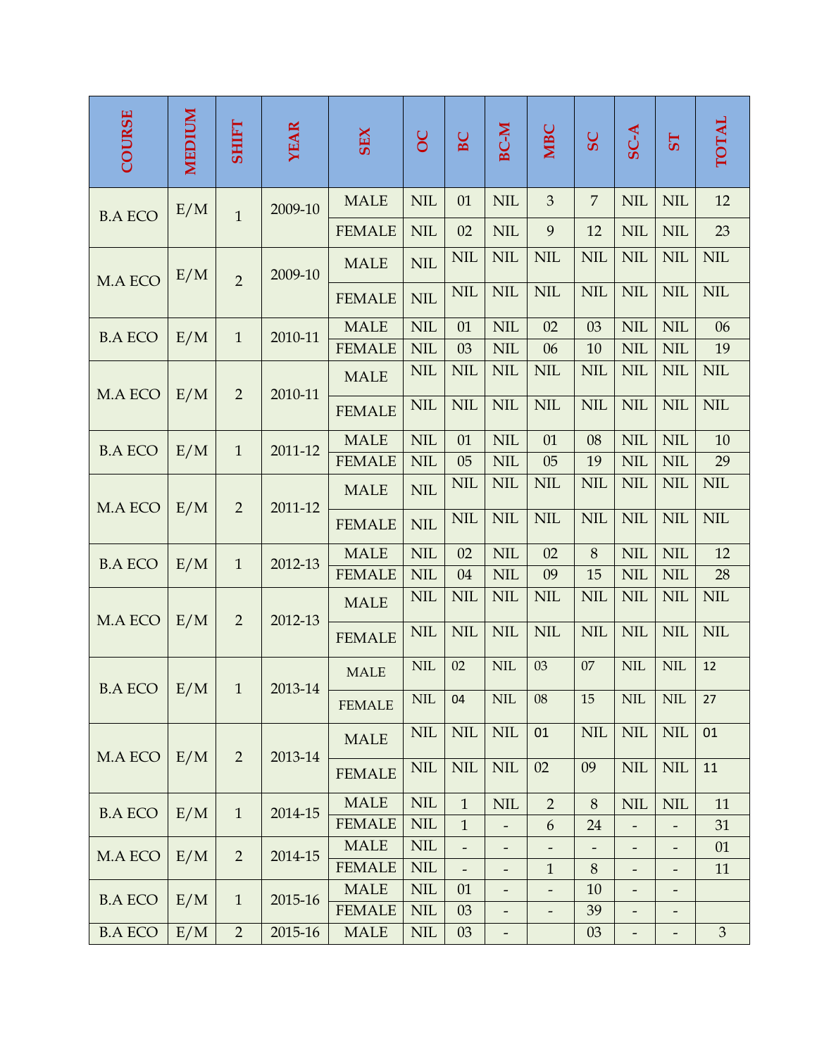| COURSE | MEDIUM | SHIFT | YEAR | SEX | OC | BC | BC-M | MBC | SC | SC-A | ST | TOTAL |
|---|---|---|---|---|---|---|---|---|---|---|---|---|
| B.A ECO | E/M | 1 | 2009-10 | MALE | NIL | 01 | NIL | 3 | 7 | NIL | NIL | 12 |
| | | | | FEMALE | NIL | 02 | NIL | 9 | 12 | NIL | NIL | 23 |
| M.A ECO | E/M | 2 | 2009-10 | MALE | NIL | NIL | NIL | NIL | NIL | NIL | NIL | NIL |
| | | | | FEMALE | NIL | NIL | NIL | NIL | NIL | NIL | NIL | NIL |
| B.A ECO | E/M | 1 | 2010-11 | MALE | NIL | 01 | NIL | 02 | 03 | NIL | NIL | 06 |
| | | | | FEMALE | NIL | 03 | NIL | 06 | 10 | NIL | NIL | 19 |
| M.A ECO | E/M | 2 | 2010-11 | MALE | NIL | NIL | NIL | NIL | NIL | NIL | NIL | NIL |
| | | | | FEMALE | NIL | NIL | NIL | NIL | NIL | NIL | NIL | NIL |
| B.A ECO | E/M | 1 | 2011-12 | MALE | NIL | 01 | NIL | 01 | 08 | NIL | NIL | 10 |
| | | | | FEMALE | NIL | 05 | NIL | 05 | 19 | NIL | NIL | 29 |
| M.A ECO | E/M | 2 | 2011-12 | MALE | NIL | NIL | NIL | NIL | NIL | NIL | NIL | NIL |
| | | | | FEMALE | NIL | NIL | NIL | NIL | NIL | NIL | NIL | NIL |
| B.A ECO | E/M | 1 | 2012-13 | MALE | NIL | 02 | NIL | 02 | 8 | NIL | NIL | 12 |
| | | | | FEMALE | NIL | 04 | NIL | 09 | 15 | NIL | NIL | 28 |
| M.A ECO | E/M | 2 | 2012-13 | MALE | NIL | NIL | NIL | NIL | NIL | NIL | NIL | NIL |
| | | | | FEMALE | NIL | NIL | NIL | NIL | NIL | NIL | NIL | NIL |
| B.A ECO | E/M | 1 | 2013-14 | MALE | NIL | 02 | NIL | 03 | 07 | NIL | NIL | 12 |
| | | | | FEMALE | NIL | 04 | NIL | 08 | 15 | NIL | NIL | 27 |
| M.A ECO | E/M | 2 | 2013-14 | MALE | NIL | NIL | NIL | 01 | NIL | NIL | NIL | 01 |
| | | | | FEMALE | NIL | NIL | NIL | 02 | 09 | NIL | NIL | 11 |
| B.A ECO | E/M | 1 | 2014-15 | MALE | NIL | 1 | NIL | 2 | 8 | NIL | NIL | 11 |
| | | | | FEMALE | NIL | 1 | - | 6 | 24 | - | - | 31 |
| M.A ECO | E/M | 2 | 2014-15 | MALE | NIL | - | - | - | - | - | - | 01 |
| | | | | FEMALE | NIL | - | - | 1 | 8 | - | - | 11 |
| B.A ECO | E/M | 1 | 2015-16 | MALE | NIL | 01 | - | - | 10 | - | - | |
| | | | | FEMALE | NIL | 03 | - | - | 39 | - | - | |
| B.A ECO | E/M | 2 | 2015-16 | MALE | NIL | 03 | - | | 03 | - | - | 3 |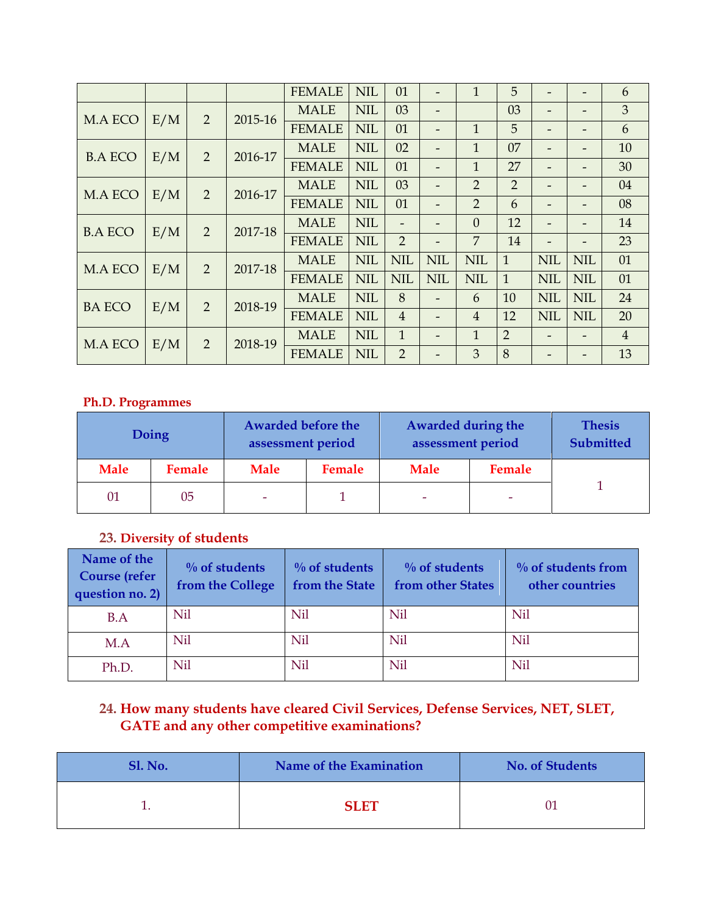|  |  |  |  | FEMALE | NIL | 01 | - | 1 | 5 | - | - | 6 |
|---|---|---|---|---|---|---|---|---|---|---|---|---|
| M.A ECO | E/M | 2 | 2015-16 | MALE | NIL | 03 | - |  | 03 | - | - | 3 |
|  |  |  |  | FEMALE | NIL | 01 | - | 1 | 5 | - | - | 6 |
| B.A ECO | E/M | 2 | 2016-17 | MALE | NIL | 02 | - | 1 | 07 | - | - | 10 |
|  |  |  |  | FEMALE | NIL | 01 | - | 1 | 27 | - | - | 30 |
| M.A ECO | E/M | 2 | 2016-17 | MALE | NIL | 03 | - | 2 | 2 | - | - | 04 |
|  |  |  |  | FEMALE | NIL | 01 | - | 2 | 6 | - | - | 08 |
| B.A ECO | E/M | 2 | 2017-18 | MALE | NIL | - | - | 0 | 12 | - | - | 14 |
|  |  |  |  | FEMALE | NIL | 2 | - | 7 | 14 | - | - | 23 |
| M.A ECO | E/M | 2 | 2017-18 | MALE | NIL | NIL | NIL | NIL | 1 | NIL | NIL | 01 |
|  |  |  |  | FEMALE | NIL | NIL | NIL | NIL | 1 | NIL | NIL | 01 |
| BA ECO | E/M | 2 | 2018-19 | MALE | NIL | 8 | - | 6 | 10 | NIL | NIL | 24 |
|  |  |  |  | FEMALE | NIL | 4 | - | 4 | 12 | NIL | NIL | 20 |
| M.A ECO | E/M | 2 | 2018-19 | MALE | NIL | 1 | - | 1 | 2 | - | - | 4 |
|  |  |  |  | FEMALE | NIL | 2 | - | 3 | 8 | - | - | 13 |

**Ph.D. Programmes**

| Doing | | Awarded before the assessment period | | Awarded during the assessment period | | Thesis Submitted |
|---|---|---|---|---|---|---|
| Male | Female | Male | Female | Male | Female | |
| 01 | 05 | - | 1 | - | - | 1 |

**23. Diversity of students**

| Name of the Course (refer question no. 2) | % of students from the College | % of students from the State | % of students from other States | % of students from other countries |
|---|---|---|---|---|
| B.A | Nil | Nil | Nil | Nil |
| M.A | Nil | Nil | Nil | Nil |
| Ph.D. | Nil | Nil | Nil | Nil |

**24. How many students have cleared Civil Services, Defense Services, NET, SLET, GATE and any other competitive examinations?**

| Sl. No. | Name of the Examination | No. of Students |
|---|---|---|
| 1. | **SLET** | 01 |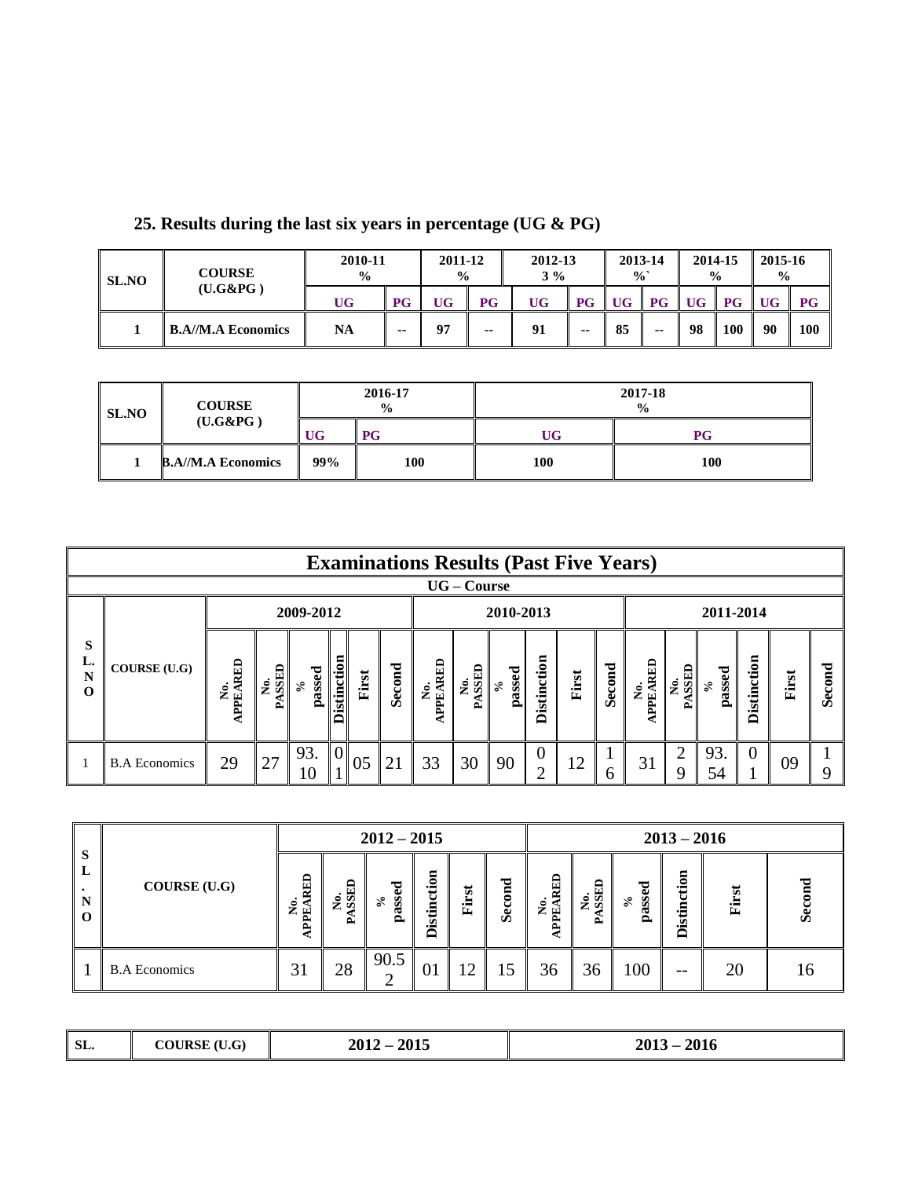## 25. Results during the last six years in percentage (UG & PG)

| SL.NO | COURSE (U.G&PG ) | 2010-11 % | | 2011-12 % | | 2012-13 3 % | | 2013-14 %` | | 2014-15 % | | 2015-16 % | |
|---|---|---|---|---|---|---|---|---|---|---|---|---|---|
| | | UG | PG | UG | PG | UG | PG | UG | PG | UG | PG | UG | PG |
| 1 | B.A//M.A Economics | NA | -- | 97 | -- | 91 | -- | 85 | -- | 98 | 100 | 90 | 100 |

| SL.NO | COURSE (U.G&PG ) | 2016-17 % | | 2017-18 % | |
|---|---|---|---|---|---|
| | | UG | PG | UG | PG |
| 1 | B.A//M.A Economics | 99% | 100 | 100 | 100 |

**Examinations Results (Past Five Years)**

**UG – Course**

| SL. NO | COURSE (U.G) | 2009-2012 | | | | | | 2010-2013 | | | | | | 2011-2014 | | | | | |
|---|---|---|---|---|---|---|---|---|---|---|---|---|---|---|---|---|---|---|---|
| | | No. APPEARED | No. PASSED | % passed | Distinction | First | Second | No. APPEARED | No. PASSED | % passed | Distinction | First | Second | No. APPEARED | No. PASSED | % passed | Distinction | First | Second |
| 1 | B.A Economics | 29 | 27 | 93.10 | 01 | 05 | 21 | 33 | 30 | 90 | 02 | 12 | 16 | 31 | 29 | 93.54 | 01 | 09 | 19 |

| S L. NO | COURSE (U.G) | 2012 – 2015 | | | | | | 2013 – 2016 | | | | | |
|---|---|---|---|---|---|---|---|---|---|---|---|---|---|
| | | No. APPEARED | No. PASSED | % passed | Distinction | First | Second | No. APPEARED | No. PASSED | % passed | Distinction | First | Second |
| 1 | B.A Economics | 31 | 28 | 90.52 | 01 | 12 | 15 | 36 | 36 | 100 | -- | 20 | 16 |

| SL. | COURSE (U.G) | 2012 – 2015 | 2013 – 2016 |
|---|---|---|---|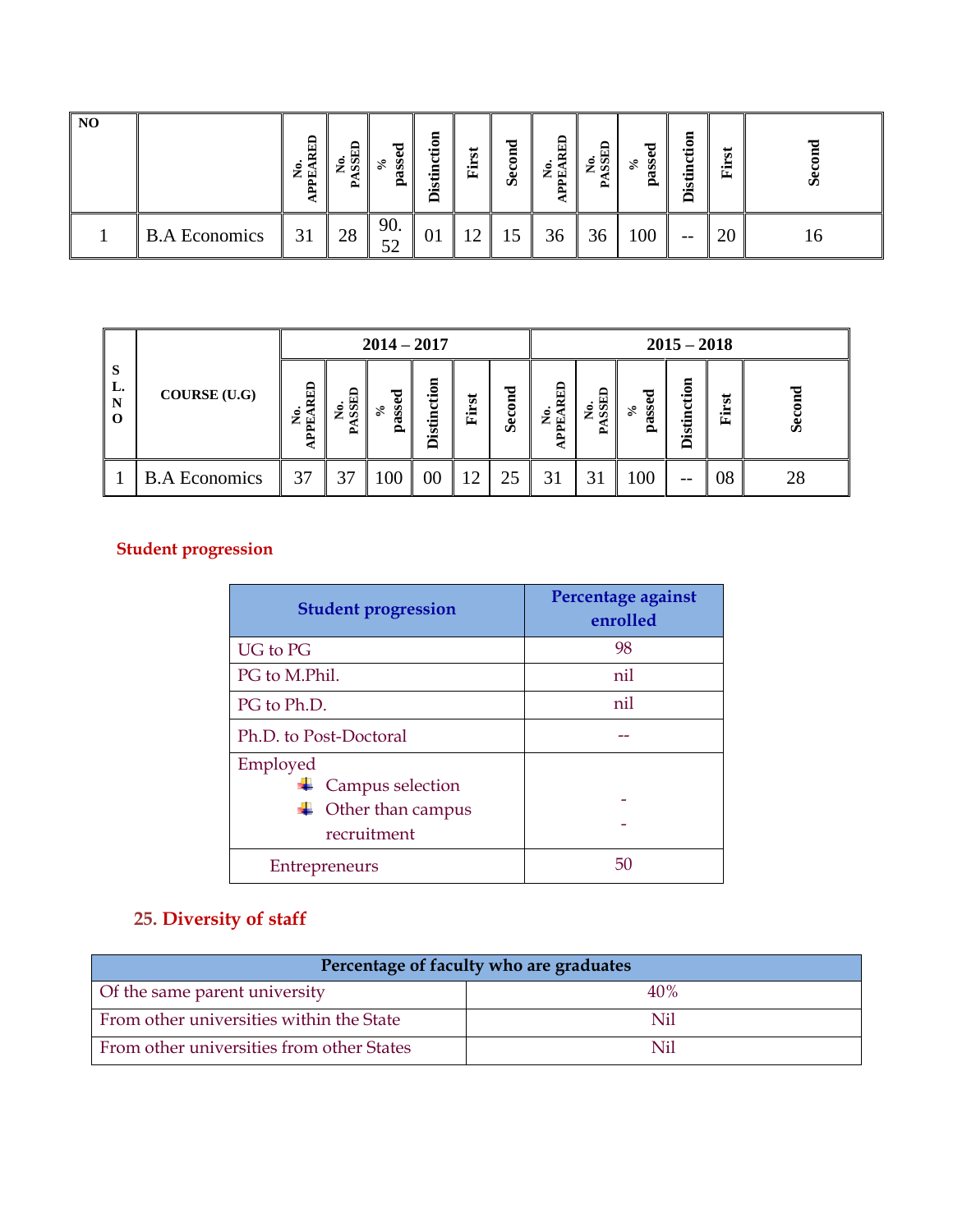| NO | | No. APPEARED | No. PASSED | % passed | Distinction | First | Second | No. APPEARED | No. PASSED | % passed | Distinction | First | Second |
|---|---|---|---|---|---|---|---|---|---|---|---|---|---|
| 1 | B.A Economics | 31 | 28 | 90.52 | 01 | 12 | 15 | 36 | 36 | 100 | -- | 20 | 16 |

| SL.NO | COURSE (U.G) | 2014 – 2017 | | | | | | 2015 – 2018 | | | | | |
|---|---|---|---|---|---|---|---|---|---|---|---|---|---|
| | | No. APPEARED | No. PASSED | % passed | Distinction | First | Second | No. APPEARED | No. PASSED | % passed | Distinction | First | Second |
| 1 | B.A Economics | 37 | 37 | 100 | 00 | 12 | 25 | 31 | 31 | 100 | -- | 08 | 28 |

## Student progression

| Student progression | Percentage against enrolled |
|---|---|
| UG to PG | 98 |
| PG to M.Phil. | nil |
| PG to Ph.D. | nil |
| Ph.D. to Post-Doctoral | -- |
| Employed<br>• Campus selection<br>• Other than campus recruitment | <br>-<br>- |
| Entrepreneurs | 50 |

## 25. Diversity of staff

| Percentage of faculty who are graduates | |
|---|---|
| Of the same parent university | 40% |
| From other universities within the State | Nil |
| From other universities from other States | Nil |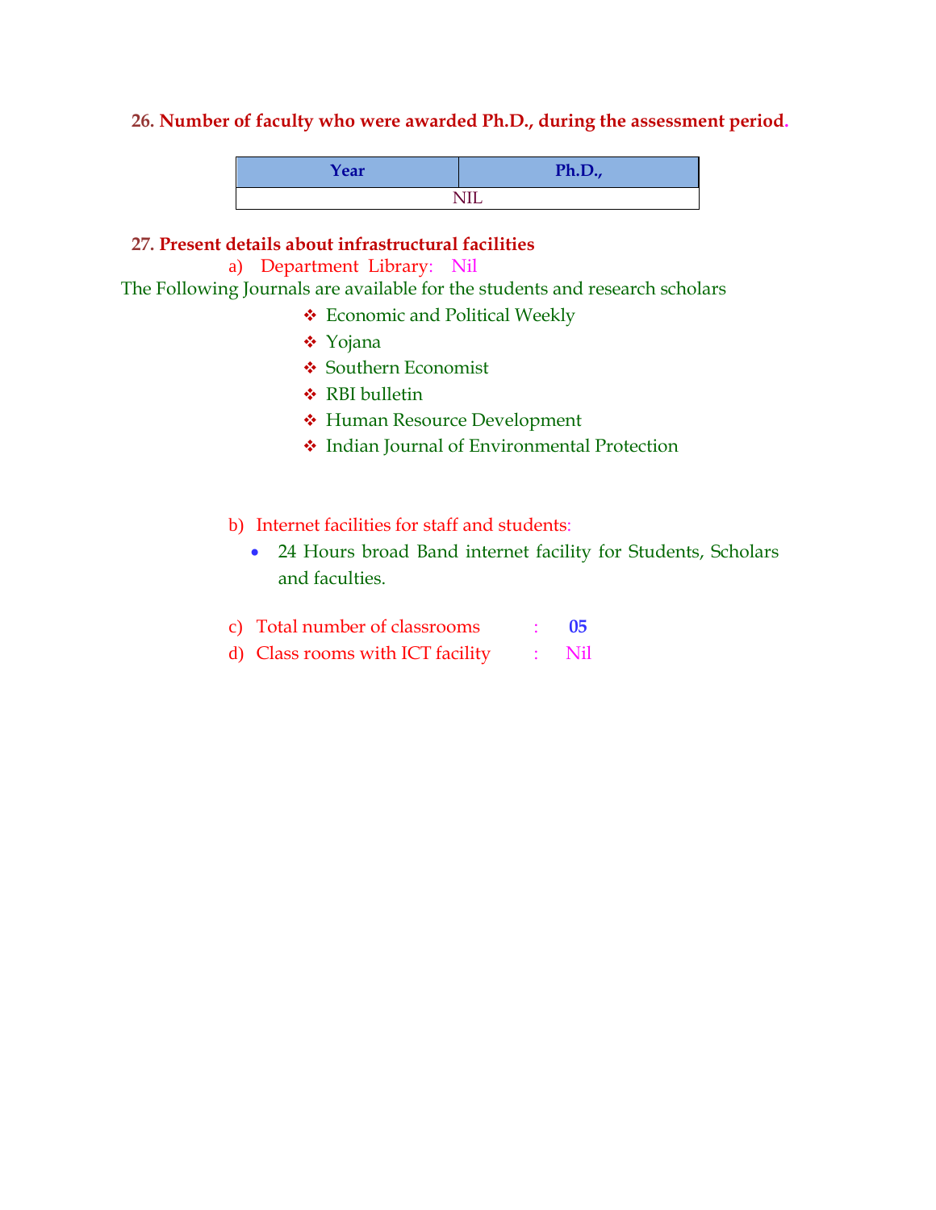**26. Number of faculty who were awarded Ph.D., during the assessment period.**

| Year | Ph.D., |
|---|---|
| NIL | |

**27. Present details about infrastructural facilities**

a) Department Library: Nil

The Following Journals are available for the students and research scholars

- Economic and Political Weekly
- Yojana
- Southern Economist
- RBI bulletin
- Human Resource Development
- Indian Journal of Environmental Protection

b) Internet facilities for staff and students:

- 24 Hours broad Band internet facility for Students, Scholars and faculties.

c) Total number of classrooms : **05**

d) Class rooms with ICT facility : Nil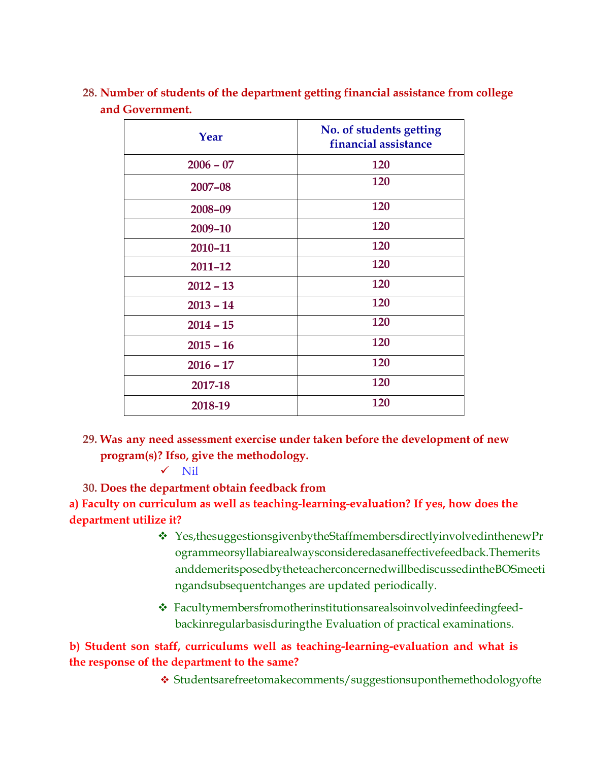28. **Number of students of the department getting financial assistance from college and Government.**

| Year | No. of students getting financial assistance |
|---|---|
| 2006 – 07 | 120 |
| 2007–08 | 120 |
| 2008–09 | 120 |
| 2009–10 | 120 |
| 2010–11 | 120 |
| 2011–12 | 120 |
| 2012 – 13 | 120 |
| 2013 – 14 | 120 |
| 2014 – 15 | 120 |
| 2015 – 16 | 120 |
| 2016 – 17 | 120 |
| 2017-18 | 120 |
| 2018-19 | 120 |

29. **Was any need assessment exercise under taken before the development of new program(s)? Ifso, give the methodology.**

    - ✓ Nil

30. **Does the department obtain feedback from**

**a) Faculty on curriculum as well as teaching-learning-evaluation? If yes, how does the department utilize it?**

- ❖ Yes,thesuggestionsgivenbytheStaffmembersdirectlyinvolvedinthenewProgrammeorsyllabiarealwaysconsideredasaneffectivefeedback.Themerits anddemeritsposedbytheteacherconcernedwillbediscussedintheBOSmeetingandsubsequentchanges are updated periodically.
- ❖ Facultymembersfromotherinstitutionsarealsoinvolvedinfeedingfeed-backinregularbasisduringthe Evaluation of practical examinations.

**b) Student son staff, curriculums well as teaching-learning-evaluation and what is the response of the department to the same?**

- ❖ Studentsarefreetomakecomments/suggestionsuponthemethodologyofte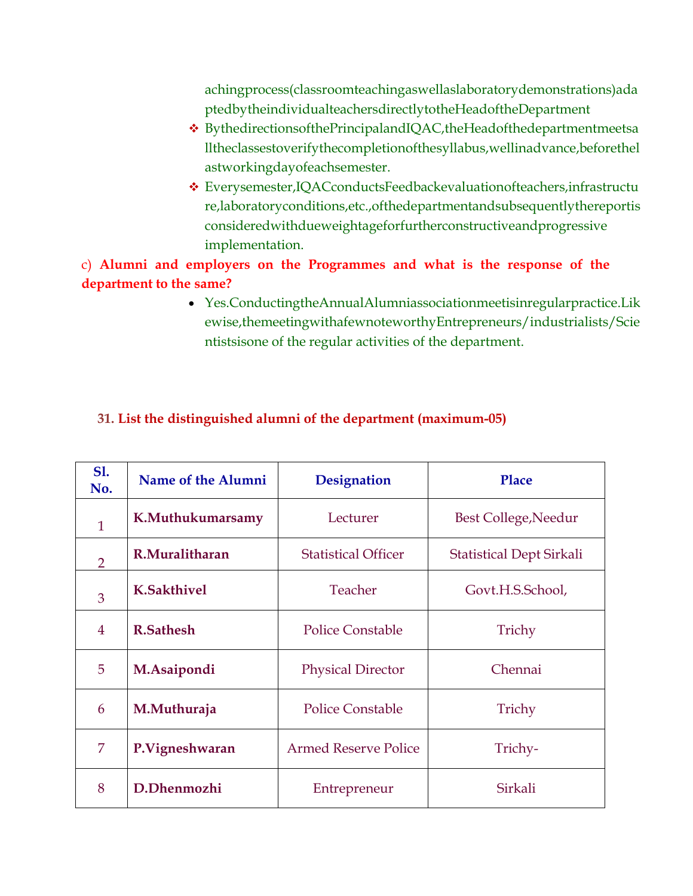achingprocess(classroomteachingaswellaslaboratorydemonstrations)adaptedbytheindividualteachersdirectlytotheHeadoftheDepartment

- BythedirectionsofthePrincipalandIQAC,theHeadofthedepartmentmeetsalltheclassestoverifythecompletionofthesyllabus,wellinadvance,beforethelastworkingdayofeachsemester.
- Everysemester,IQACconductsFeedbackevaluationofteachers,infrastructure,laboratoryconditions,etc.,ofthedepartmentandsubsequentlythereportisconsideredwithdueweightageforfurtherconstructiveandprogressive implementation.

c) **Alumni and employers on the Programmes and what is the response of the department to the same?**

- Yes.ConductingtheAnnualAlumniassociationmeetisinregularpractice.Likewise,themeetingwithafewnoteworthyEntrepreneurs/industrialists/Scientistsisone of the regular activities of the department.

**31. List the distinguished alumni of the department (maximum-05)**

| Sl. No. | Name of the Alumni | Designation | Place |
|---|---|---|---|
| 1 | **K.Muthukumarsamy** | Lecturer | Best College,Needur |
| 2 | **R.Muralitharan** | Statistical Officer | Statistical Dept Sirkali |
| 3 | **K.Sakthivel** | Teacher | Govt.H.S.School, |
| 4 | **R.Sathesh** | Police Constable | Trichy |
| 5 | **M.Asaipondi** | Physical Director | Chennai |
| 6 | **M.Muthuraja** | Police Constable | Trichy |
| 7 | **P.Vigneshwaran** | Armed Reserve Police | Trichy- |
| 8 | **D.Dhenmozhi** | Entrepreneur | Sirkali |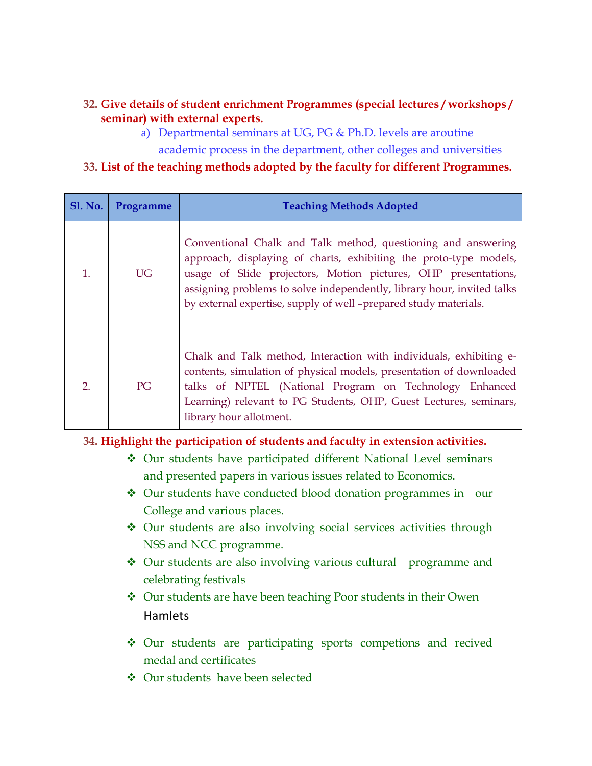**32. Give details of student enrichment Programmes (special lectures / workshops / seminar) with external experts.**

a) Departmental seminars at UG, PG & Ph.D. levels are aroutine academic process in the department, other colleges and universities

**33. List of the teaching methods adopted by the faculty for different Programmes.**

| Sl. No. | Programme | Teaching Methods Adopted |
|---|---|---|
| 1. | UG | Conventional Chalk and Talk method, questioning and answering approach, displaying of charts, exhibiting the proto-type models, usage of Slide projectors, Motion pictures, OHP presentations, assigning problems to solve independently, library hour, invited talks by external expertise, supply of well –prepared study materials. |
| 2. | PG | Chalk and Talk method, Interaction with individuals, exhibiting e-contents, simulation of physical models, presentation of downloaded talks of NPTEL (National Program on Technology Enhanced Learning) relevant to PG Students, OHP, Guest Lectures, seminars, library hour allotment. |

**34. Highlight the participation of students and faculty in extension activities.**

- Our students have participated different National Level seminars and presented papers in various issues related to Economics.
- Our students have conducted blood donation programmes in our College and various places.
- Our students are also involving social services activities through NSS and NCC programme.
- Our students are also involving various cultural programme and celebrating festivals
- Our students are have been teaching Poor students in their Owen Hamlets
- Our students are participating sports competions and recived medal and certificates
- Our students have been selected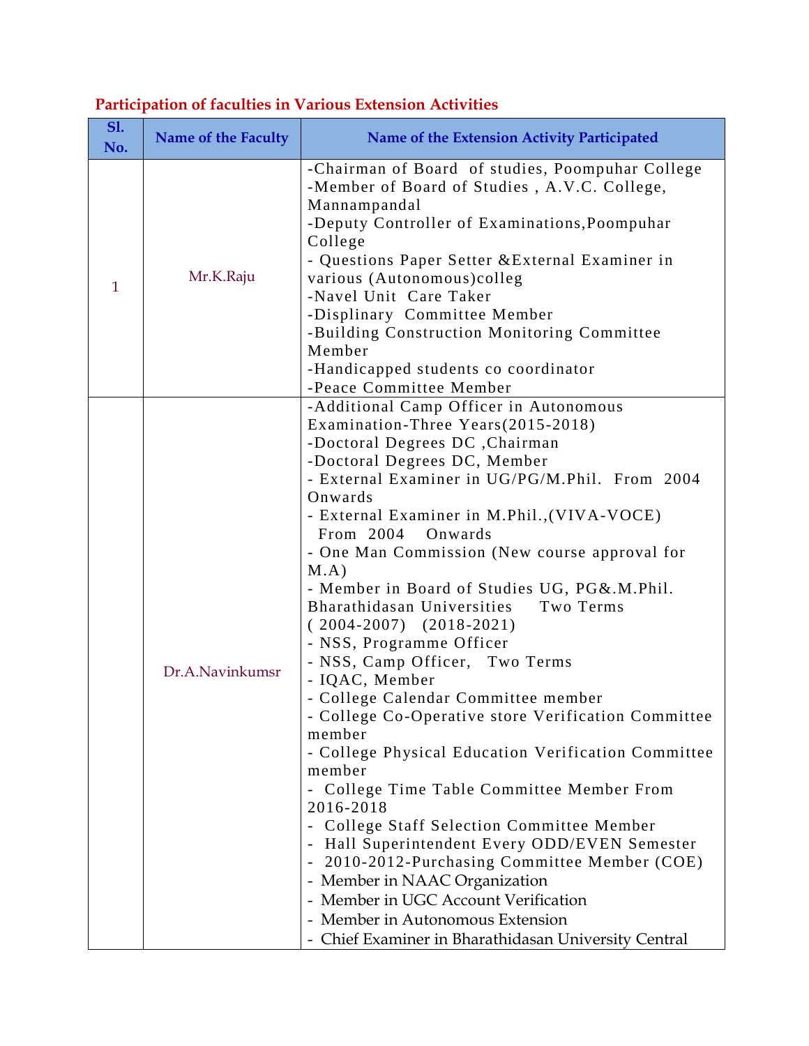**Participation of faculties in Various Extension Activities**

| Sl. No. | Name of the Faculty | Name of the Extension Activity Participated |
|---|---|---|
| 1 | Mr.K.Raju | -Chairman of Board of studies, Poompuhar College<br>-Member of Board of Studies , A.V.C. College, Mannampandal<br>-Deputy Controller of Examinations,Poompuhar College<br>- Questions Paper Setter &External Examiner in various (Autonomous)colleg<br>-Navel Unit Care Taker<br>-Displinary Committee Member<br>-Building Construction Monitoring Committee Member<br>-Handicapped students co coordinator<br>-Peace Committee Member |
| | Dr.A.Navinkumsr | -Additional Camp Officer in Autonomous Examination-Three Years(2015-2018)<br>-Doctoral Degrees DC ,Chairman<br>-Doctoral Degrees DC, Member<br>- External Examiner in UG/PG/M.Phil. From 2004 Onwards<br>- External Examiner in M.Phil.,(VIVA-VOCE) From 2004 Onwards<br>- One Man Commission (New course approval for M.A)<br>- Member in Board of Studies UG, PG&.M.Phil. Bharathidasan Universities Two Terms ( 2004-2007) (2018-2021)<br>- NSS, Programme Officer<br>- NSS, Camp Officer, Two Terms<br>- IQAC, Member<br>- College Calendar Committee member<br>- College Co-Operative store Verification Committee member<br>- College Physical Education Verification Committee member<br>- College Time Table Committee Member From 2016-2018<br>- College Staff Selection Committee Member<br>- Hall Superintendent Every ODD/EVEN Semester<br>- 2010-2012-Purchasing Committee Member (COE)<br>- Member in NAAC Organization<br>- Member in UGC Account Verification<br>- Member in Autonomous Extension<br>- Chief Examiner in Bharathidasan University Central |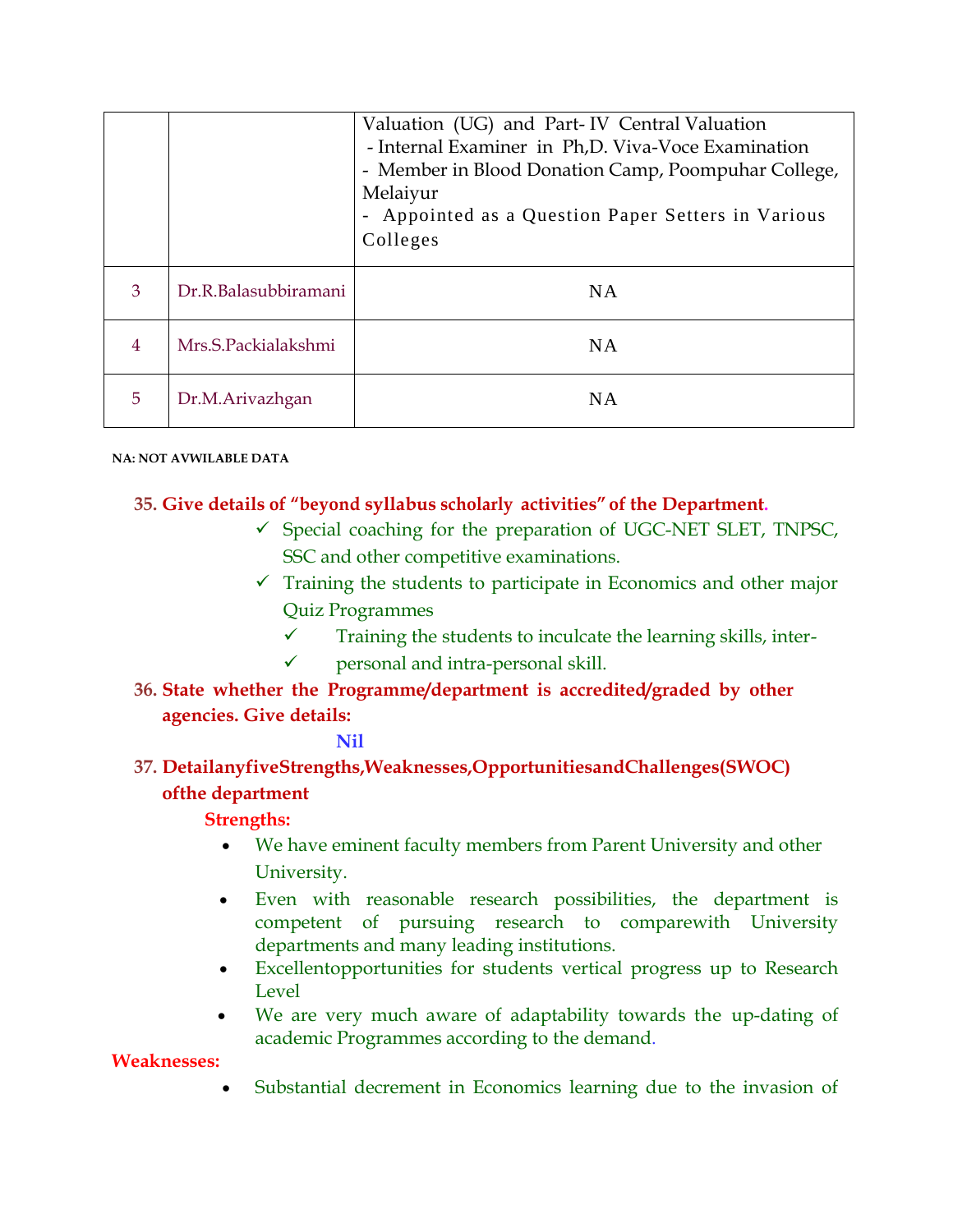| | | |
|---|---|---|
| | | Valuation (UG) and Part- IV Central Valuation<br>- Internal Examiner in Ph,D. Viva-Voce Examination<br>- Member in Blood Donation Camp, Poompuhar College, Melaiyur<br>- Appointed as a Question Paper Setters in Various Colleges |
| 3 | Dr.R.Balasubbiramani | NA |
| 4 | Mrs.S.Packialakshmi | NA |
| 5 | Dr.M.Arivazhgan | NA |

**NA: NOT AVWILABLE DATA**

**35. Give details of "beyond syllabus scholarly activities" of the Department.**

- ✓ Special coaching for the preparation of UGC-NET SLET, TNPSC, SSC and other competitive examinations.
- ✓ Training the students to participate in Economics and other major Quiz Programmes
- ✓ Training the students to inculcate the learning skills, inter-
- ✓ personal and intra-personal skill.

**36. State whether the Programme/department is accredited/graded by other agencies. Give details:**

**Nil**

**37. DetailanyfiveStrengths,Weaknesses,OpportunitiesandChallenges(SWOC) ofthe department**

**Strengths:**

- We have eminent faculty members from Parent University and other University.
- Even with reasonable research possibilities, the department is competent of pursuing research to comparewith University departments and many leading institutions.
- Excellentopportunities for students vertical progress up to Research Level
- We are very much aware of adaptability towards the up-dating of academic Programmes according to the demand.

**Weaknesses:**

- Substantial decrement in Economics learning due to the invasion of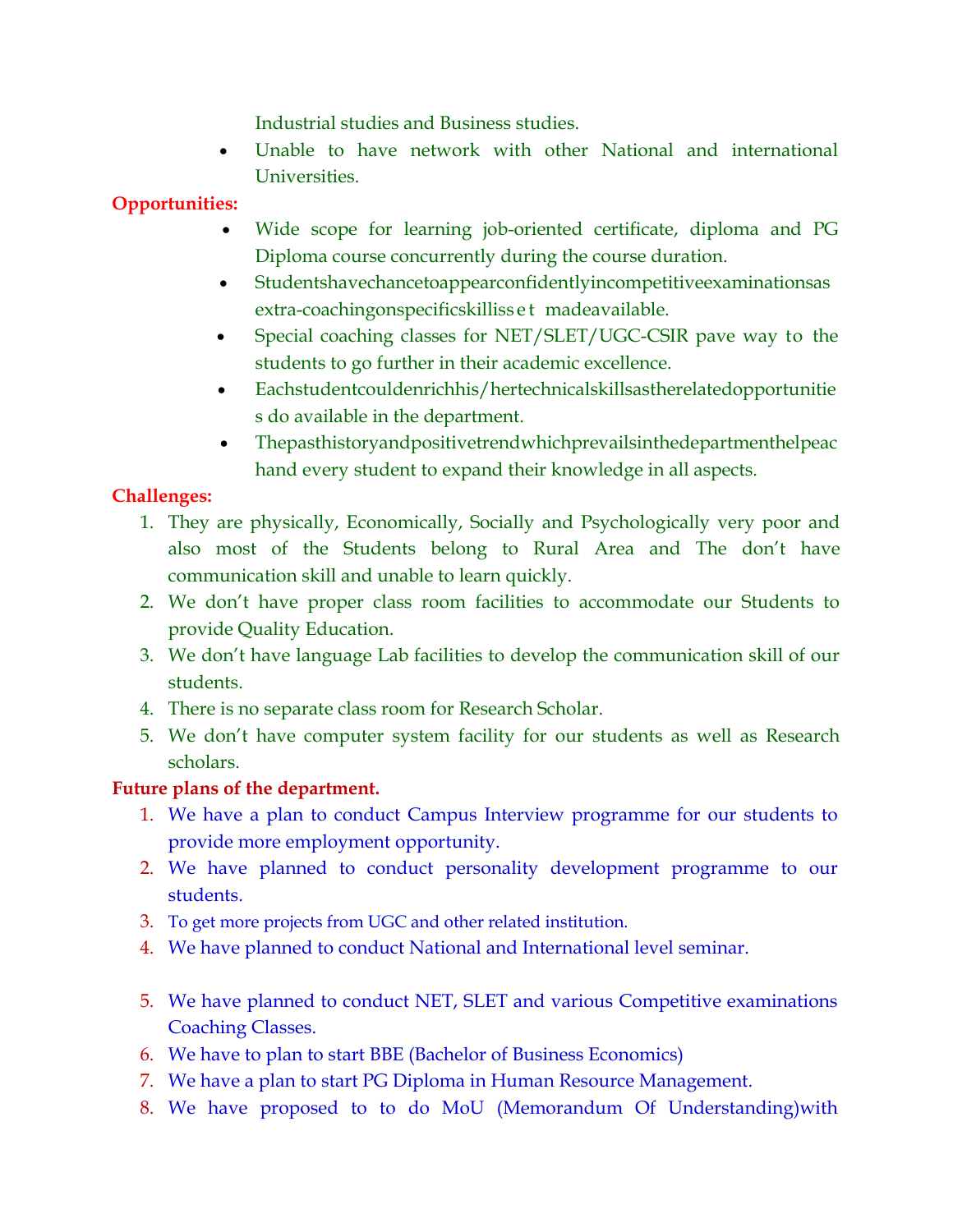Industrial studies and Business studies.

- Unable to have network with other National and international Universities.

**Opportunities:**

- Wide scope for learning job-oriented certificate, diploma and PG Diploma course concurrently during the course duration.
- Studentshavechancetoappearconfidentlyincompetitiveexaminationsas extra-coachingonspecificskillisset madeavailable.
- Special coaching classes for NET/SLET/UGC-CSIR pave way to the students to go further in their academic excellence.
- Eachstudentcouldenrichhis/hertechnicalskillsastherelatedopportunities do available in the department.
- Thepasthistoryandpositivetrendwhichprevailsinthedepartmenthelpeach hand every student to expand their knowledge in all aspects.

**Challenges:**

1. They are physically, Economically, Socially and Psychologically very poor and also most of the Students belong to Rural Area and The don't have communication skill and unable to learn quickly.
2. We don't have proper class room facilities to accommodate our Students to provide Quality Education.
3. We don't have language Lab facilities to develop the communication skill of our students.
4. There is no separate class room for Research Scholar.
5. We don't have computer system facility for our students as well as Research scholars.

**Future plans of the department.**

1. We have a plan to conduct Campus Interview programme for our students to provide more employment opportunity.
2. We have planned to conduct personality development programme to our students.
3. To get more projects from UGC and other related institution.
4. We have planned to conduct National and International level seminar.
5. We have planned to conduct NET, SLET and various Competitive examinations Coaching Classes.
6. We have to plan to start BBE (Bachelor of Business Economics)
7. We have a plan to start PG Diploma in Human Resource Management.
8. We have proposed to to do MoU (Memorandum Of Understanding)with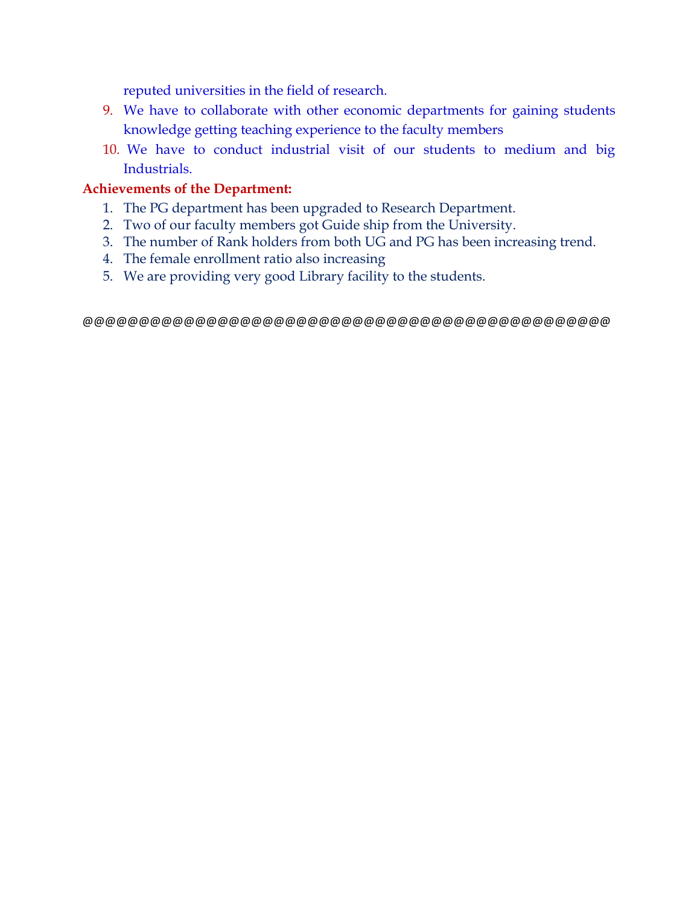reputed universities in the field of research.

9. We have to collaborate with other economic departments for gaining students knowledge getting teaching experience to the faculty members
10. We have to conduct industrial visit of our students to medium and big Industrials.

**Achievements of the Department:**

1. The PG department has been upgraded to Research Department.
2. Two of our faculty members got Guide ship from the University.
3. The number of Rank holders from both UG and PG has been increasing trend.
4. The female enrollment ratio also increasing
5. We are providing very good Library facility to the students.

@@@@@@@@@@@@@@@@@@@@@@@@@@@@@@@@@@@@@@@@@@@@@@@@@@@@@